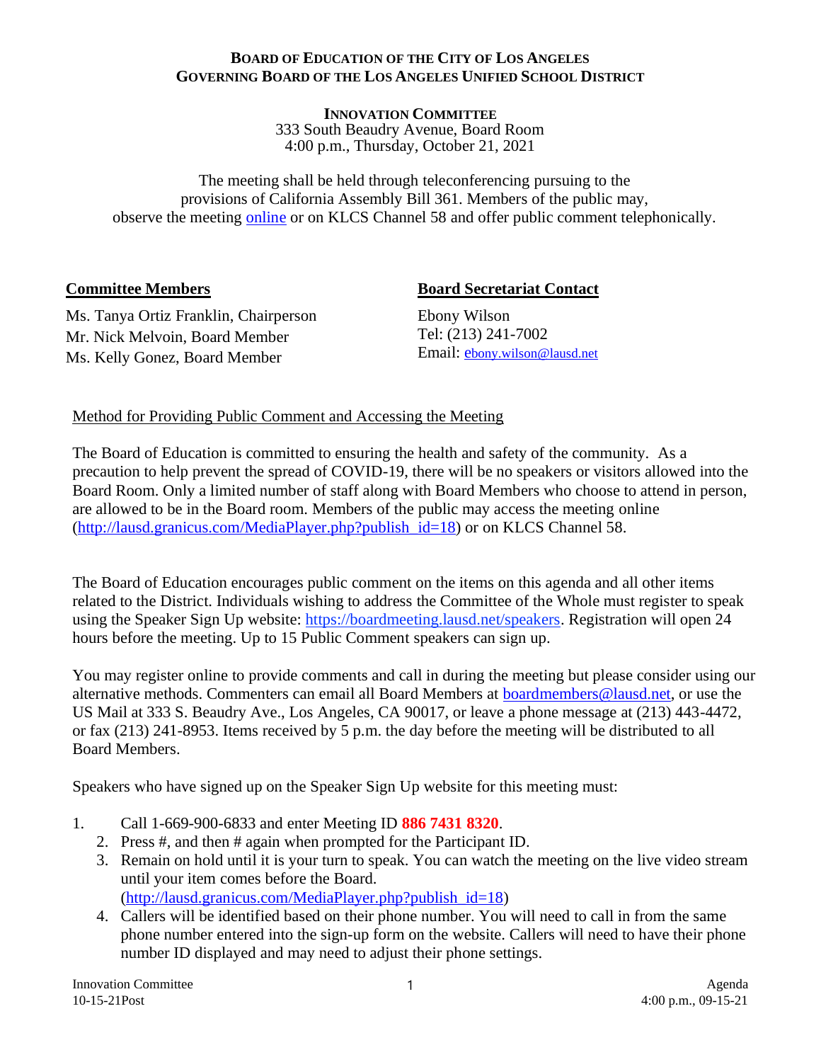**BOARD OF EDUCATION OF THE CITY OF LOS ANGELES**
**GOVERNING BOARD OF THE LOS ANGELES UNIFIED SCHOOL DISTRICT**

**INNOVATION COMMITTEE**
333 South Beaudry Avenue, Board Room
4:00 p.m., Thursday, October 21, 2021

The meeting shall be held through teleconferencing pursuing to the provisions of California Assembly Bill 361. Members of the public may, observe the meeting online or on KLCS Channel 58 and offer public comment telephonically.

**Committee Members**

Ms. Tanya Ortiz Franklin, Chairperson
Mr. Nick Melvoin, Board Member
Ms. Kelly Gonez, Board Member

**Board Secretariat Contact**

Ebony Wilson
Tel: (213) 241-7002
Email: ebony.wilson@lausd.net

Method for Providing Public Comment and Accessing the Meeting

The Board of Education is committed to ensuring the health and safety of the community. As a precaution to help prevent the spread of COVID-19, there will be no speakers or visitors allowed into the Board Room. Only a limited number of staff along with Board Members who choose to attend in person, are allowed to be in the Board room. Members of the public may access the meeting online (http://lausd.granicus.com/MediaPlayer.php?publish_id=18) or on KLCS Channel 58.

The Board of Education encourages public comment on the items on this agenda and all other items related to the District. Individuals wishing to address the Committee of the Whole must register to speak using the Speaker Sign Up website: https://boardmeeting.lausd.net/speakers. Registration will open 24 hours before the meeting. Up to 15 Public Comment speakers can sign up.

You may register online to provide comments and call in during the meeting but please consider using our alternative methods. Commenters can email all Board Members at boardmembers@lausd.net, or use the US Mail at 333 S. Beaudry Ave., Los Angeles, CA 90017, or leave a phone message at (213) 443-4472, or fax (213) 241-8953. Items received by 5 p.m. the day before the meeting will be distributed to all Board Members.

Speakers who have signed up on the Speaker Sign Up website for this meeting must:

1. Call 1-669-900-6833 and enter Meeting ID **886 7431 8320**.
2. Press #, and then # again when prompted for the Participant ID.
3. Remain on hold until it is your turn to speak. You can watch the meeting on the live video stream until your item comes before the Board. (http://lausd.granicus.com/MediaPlayer.php?publish_id=18)
4. Callers will be identified based on their phone number. You will need to call in from the same phone number entered into the sign-up form on the website. Callers will need to have their phone number ID displayed and may need to adjust their phone settings.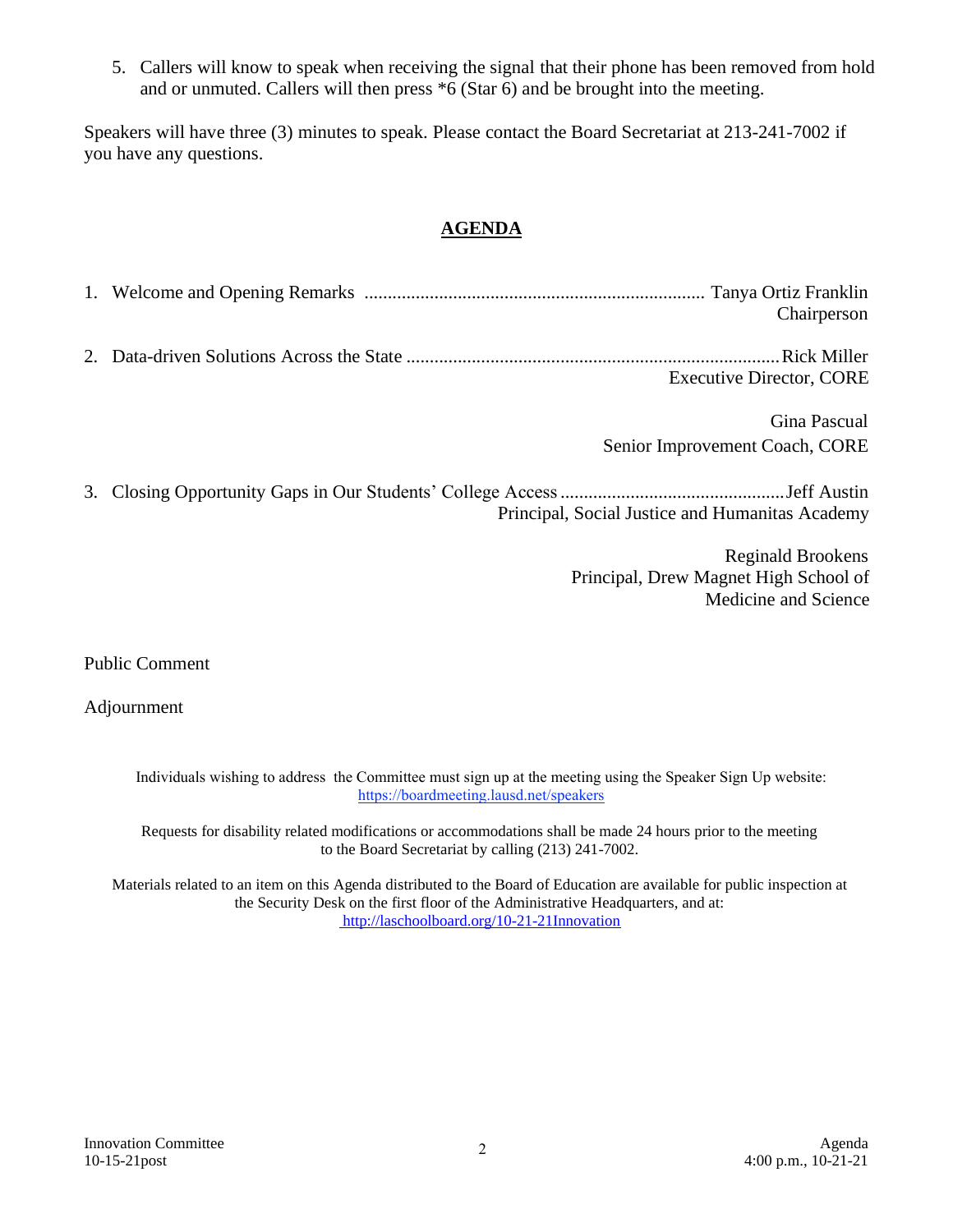5. Callers will know to speak when receiving the signal that their phone has been removed from hold and or unmuted. Callers will then press *6 (Star 6) and be brought into the meeting.

Speakers will have three (3) minutes to speak. Please contact the Board Secretariat at 213-241-7002 if you have any questions.

## AGENDA

1. Welcome and Opening Remarks .......................................................................... Tanya Ortiz Franklin
   Chairperson

2. Data-driven Solutions Across the State ................................................................................. Rick Miller
   Executive Director, CORE

   Gina Pascual
   Senior Improvement Coach, CORE

3. Closing Opportunity Gaps in Our Students' College Access ................................................ Jeff Austin
   Principal, Social Justice and Humanitas Academy

   Reginald Brookens
   Principal, Drew Magnet High School of Medicine and Science

Public Comment

Adjournment

Individuals wishing to address the Committee must sign up at the meeting using the Speaker Sign Up website: https://boardmeeting.lausd.net/speakers

Requests for disability related modifications or accommodations shall be made 24 hours prior to the meeting to the Board Secretariat by calling (213) 241-7002.

Materials related to an item on this Agenda distributed to the Board of Education are available for public inspection at the Security Desk on the first floor of the Administrative Headquarters, and at: http://laschoolboard.org/10-21-21Innovation